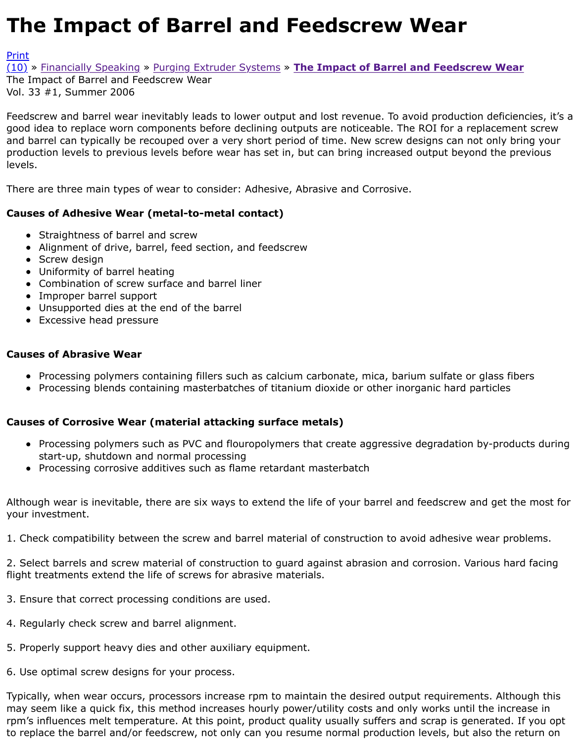# The Impact of Barrel and Feedscrew Wear

Print
(10) » Financially Speaking » Purging Extruder Systems » **The Impact of Barrel and Feedscrew Wear**
The Impact of Barrel and Feedscrew Wear
Vol. 33 #1, Summer 2006

Feedscrew and barrel wear inevitably leads to lower output and lost revenue. To avoid production deficiencies, it's a good idea to replace worn components before declining outputs are noticeable. The ROI for a replacement screw and barrel can typically be recouped over a very short period of time. New screw designs can not only bring your production levels to previous levels before wear has set in, but can bring increased output beyond the previous levels.

There are three main types of wear to consider: Adhesive, Abrasive and Corrosive.

**Causes of Adhesive Wear (metal-to-metal contact)**

- Straightness of barrel and screw
- Alignment of drive, barrel, feed section, and feedscrew
- Screw design
- Uniformity of barrel heating
- Combination of screw surface and barrel liner
- Improper barrel support
- Unsupported dies at the end of the barrel
- Excessive head pressure

**Causes of Abrasive Wear**

- Processing polymers containing fillers such as calcium carbonate, mica, barium sulfate or glass fibers
- Processing blends containing masterbatches of titanium dioxide or other inorganic hard particles

**Causes of Corrosive Wear (material attacking surface metals)**

- Processing polymers such as PVC and flouropolymers that create aggressive degradation by-products during start-up, shutdown and normal processing
- Processing corrosive additives such as flame retardant masterbatch

Although wear is inevitable, there are six ways to extend the life of your barrel and feedscrew and get the most for your investment.

1. Check compatibility between the screw and barrel material of construction to avoid adhesive wear problems.

2. Select barrels and screw material of construction to guard against abrasion and corrosion. Various hard facing flight treatments extend the life of screws for abrasive materials.

3. Ensure that correct processing conditions are used.

4. Regularly check screw and barrel alignment.

5. Properly support heavy dies and other auxiliary equipment.

6. Use optimal screw designs for your process.

Typically, when wear occurs, processors increase rpm to maintain the desired output requirements. Although this may seem like a quick fix, this method increases hourly power/utility costs and only works until the increase in rpm's influences melt temperature. At this point, product quality usually suffers and scrap is generated. If you opt to replace the barrel and/or feedscrew, not only can you resume normal production levels, but also the return on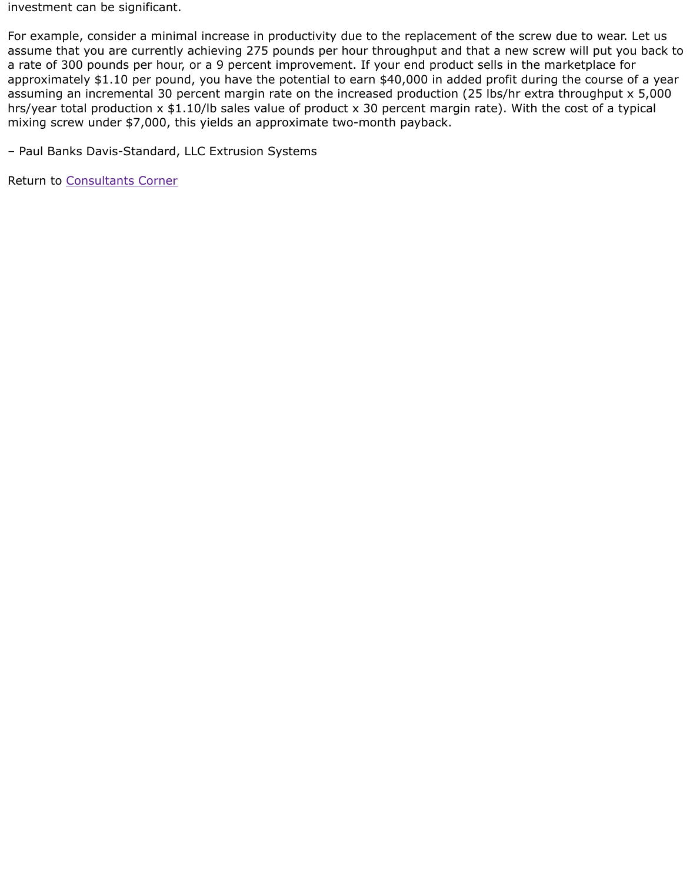investment can be significant.

For example, consider a minimal increase in productivity due to the replacement of the screw due to wear. Let us assume that you are currently achieving 275 pounds per hour throughput and that a new screw will put you back to a rate of 300 pounds per hour, or a 9 percent improvement. If your end product sells in the marketplace for approximately $1.10 per pound, you have the potential to earn $40,000 in added profit during the course of a year assuming an incremental 30 percent margin rate on the increased production (25 lbs/hr extra throughput x 5,000 hrs/year total production x $1.10/lb sales value of product x 30 percent margin rate). With the cost of a typical mixing screw under $7,000, this yields an approximate two-month payback.

– Paul Banks Davis-Standard, LLC Extrusion Systems

Return to Consultants Corner